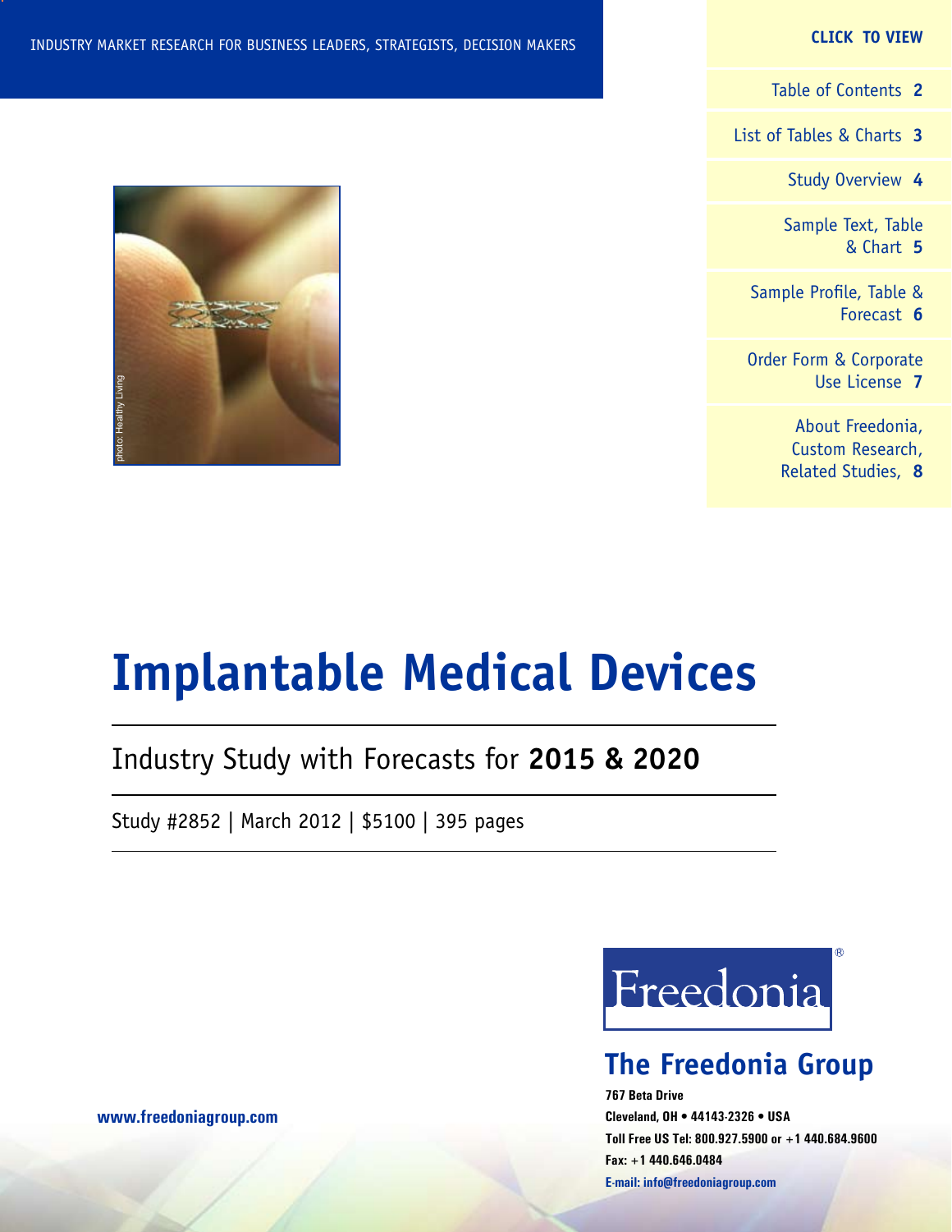INDUSTRY MARKET RESEARCH FOR BUSINESS LEADERS, STRATEGISTS, DECISION MAKERS

**CLICK TO VIEW**

Table of Contents **2**

List of Tables & Charts **3**

Study Overview **4**

Sample Text, Table & Chart **5**

Sample Profile, Table & Forecast **6**

Order Form & Corporate Use License **7**

About Freedonia, Custom Research, Related Studies, **8**

photo: Healthy Living

# Implantable Medical Devices

## Industry Study with Forecasts for **2015 & 2020**

Study #2852 | March 2012 | $5100 | 395 pages

Freedonia®

## The Freedonia Group

**767 Beta Drive**

**Cleveland, OH • 44143-2326 • USA**

**Toll Free US Tel: 800.927.5900 or +1 440.684.9600**

**Fax: +1 440.646.0484**

**E-mail: info@freedoniagroup.com**

**www.freedoniagroup.com**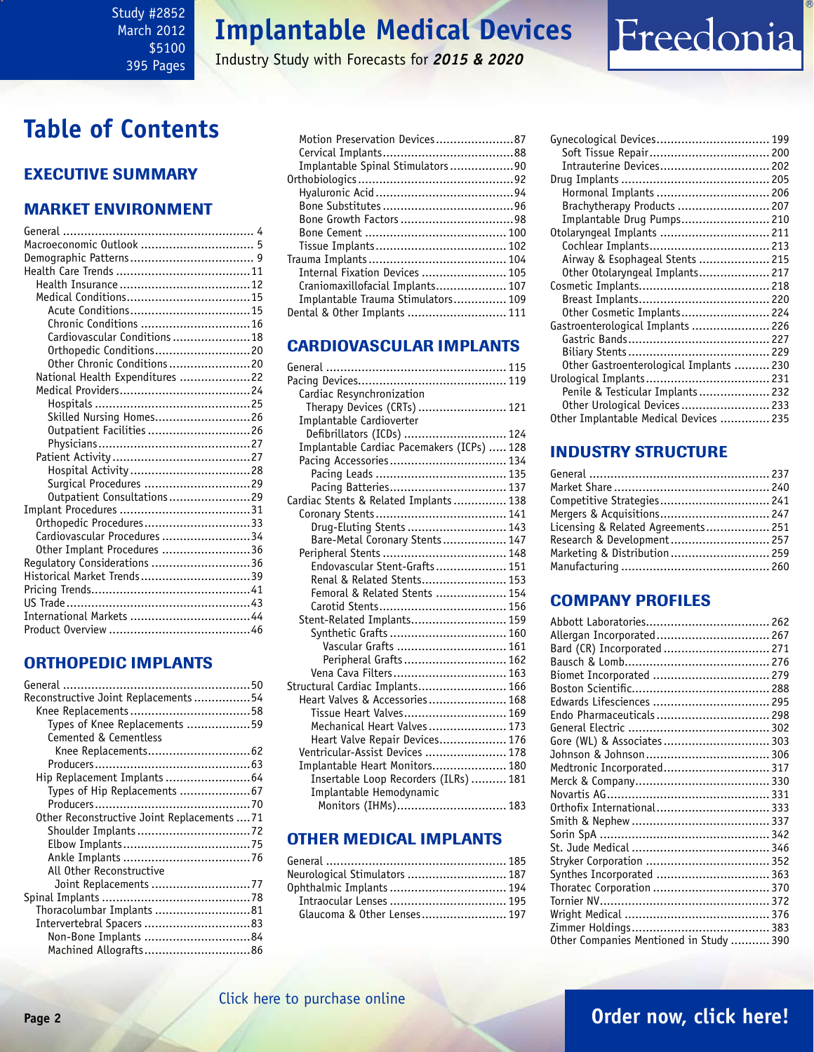Study #2852
March 2012
$5100
395 Pages

# Implantable Medical Devices

Industry Study with Forecasts for ***2015 & 2020***

Freedonia

## Table of Contents

### EXECUTIVE SUMMARY

### MARKET ENVIRONMENT

General ........ 4
Macroeconomic Outlook ........ 5
Demographic Patterns ........ 9
Health Care Trends ........ 11
- Health Insurance ........ 12
- Medical Conditions ........ 15
  - Acute Conditions ........ 15
  - Chronic Conditions ........ 16
  - Cardiovascular Conditions ........ 18
  - Orthopedic Conditions ........ 20
  - Other Chronic Conditions ........ 20
- National Health Expenditures ........ 22
- Medical Providers ........ 24
  - Hospitals ........ 25
  - Skilled Nursing Homes ........ 26
  - Outpatient Facilities ........ 26
  - Physicians ........ 27
- Patient Activity ........ 27
  - Hospital Activity ........ 28
  - Surgical Procedures ........ 29
  - Outpatient Consultations ........ 29

Implant Procedures ........ 31
- Orthopedic Procedures ........ 33
- Cardiovascular Procedures ........ 34
- Other Implant Procedures ........ 36

Regulatory Considerations ........ 36
Historical Market Trends ........ 39
Pricing Trends ........ 41
US Trade ........ 43
International Markets ........ 44
Product Overview ........ 46

### ORTHOPEDIC IMPLANTS

General ........ 50
Reconstructive Joint Replacements ........ 54
- Knee Replacements ........ 58
  - Types of Knee Replacements ........ 59
  - Cemented & Cementless Knee Replacements ........ 62
  - Producers ........ 63
- Hip Replacement Implants ........ 64
  - Types of Hip Replacements ........ 67
  - Producers ........ 70
- Other Reconstructive Joint Replacements ........ 71
  - Shoulder Implants ........ 72
  - Elbow Implants ........ 75
  - Ankle Implants ........ 76
  - All Other Reconstructive Joint Replacements ........ 77

Spinal Implants ........ 78
- Thoracolumbar Implants ........ 81
- Intervertebral Spacers ........ 83
  - Non-Bone Implants ........ 84
  - Machined Allografts ........ 86
- Motion Preservation Devices ........ 87
- Cervical Implants ........ 88
- Implantable Spinal Stimulators ........ 90

Orthobiologics ........ 92
- Hyaluronic Acid ........ 94
- Bone Substitutes ........ 96
- Bone Growth Factors ........ 98
- Bone Cement ........ 100
- Tissue Implants ........ 102

Trauma Implants ........ 104
- Internal Fixation Devices ........ 105
- Craniomaxillofacial Implants ........ 107
- Implantable Trauma Stimulators ........ 109

Dental & Other Implants ........ 111

### CARDIOVASCULAR IMPLANTS

General ........ 115
Pacing Devices ........ 119
- Cardiac Resynchronization Therapy Devices (CRTs) ........ 121
- Implantable Cardioverter Defibrillators (ICDs) ........ 124
- Implantable Cardiac Pacemakers (ICPs) ........ 128
- Pacing Accessories ........ 134
  - Pacing Leads ........ 135
  - Pacing Batteries ........ 137

Cardiac Stents & Related Implants ........ 138
- Coronary Stents ........ 141
  - Drug-Eluting Stents ........ 143
  - Bare-Metal Coronary Stents ........ 147
- Peripheral Stents ........ 148
  - Endovascular Stent-Grafts ........ 151
  - Renal & Related Stents ........ 153
  - Femoral & Related Stents ........ 154
  - Carotid Stents ........ 156
- Stent-Related Implants ........ 159
  - Synthetic Grafts ........ 160
    - Vascular Grafts ........ 161
    - Peripheral Grafts ........ 162
  - Vena Cava Filters ........ 163

Structural Cardiac Implants ........ 166
- Heart Valves & Accessories ........ 168
  - Tissue Heart Valves ........ 169
  - Mechanical Heart Valves ........ 173
  - Heart Valve Repair Devices ........ 176
- Ventricular-Assist Devices ........ 178
- Implantable Heart Monitors ........ 180
  - Insertable Loop Recorders (ILRs) ........ 181
  - Implantable Hemodynamic Monitors (IHMs) ........ 183

### OTHER MEDICAL IMPLANTS

General ........ 185
Neurological Stimulators ........ 187
Ophthalmic Implants ........ 194
- Intraocular Lenses ........ 195
- Glaucoma & Other Lenses ........ 197

Gynecological Devices ........ 199
- Soft Tissue Repair ........ 200
- Intrauterine Devices ........ 202

Drug Implants ........ 205
- Hormonal Implants ........ 206
- Brachytherapy Products ........ 207
- Implantable Drug Pumps ........ 210

Otolaryngeal Implants ........ 211
- Cochlear Implants ........ 213
- Airway & Esophageal Stents ........ 215
- Other Otolaryngeal Implants ........ 217

Cosmetic Implants ........ 218
- Breast Implants ........ 220
- Other Cosmetic Implants ........ 224

Gastroenterological Implants ........ 226
- Gastric Bands ........ 227
- Biliary Stents ........ 229
- Other Gastroenterological Implants ........ 230

Urological Implants ........ 231
- Penile & Testicular Implants ........ 232
- Other Urological Devices ........ 233

Other Implantable Medical Devices ........ 235

### INDUSTRY STRUCTURE

General ........ 237
Market Share ........ 240
Competitive Strategies ........ 241
Mergers & Acquisitions ........ 247
Licensing & Related Agreements ........ 251
Research & Development ........ 257
Marketing & Distribution ........ 259
Manufacturing ........ 260

### COMPANY PROFILES

Abbott Laboratories ........ 262
Allergan Incorporated ........ 267
Bard (CR) Incorporated ........ 271
Bausch & Lomb ........ 276
Biomet Incorporated ........ 279
Boston Scientific ........ 288
Edwards Lifesciences ........ 295
Endo Pharmaceuticals ........ 298
General Electric ........ 302
Gore (WL) & Associates ........ 303
Johnson & Johnson ........ 306
Medtronic Incorporated ........ 317
Merck & Company ........ 330
Novartis AG ........ 331
Orthofix International ........ 333
Smith & Nephew ........ 337
Sorin SpA ........ 342
St. Jude Medical ........ 346
Stryker Corporation ........ 352
Synthes Incorporated ........ 363
Thoratec Corporation ........ 370
Tornier NV ........ 372
Wright Medical ........ 376
Zimmer Holdings ........ 383
Other Companies Mentioned in Study ........ 390

Click here to purchase online

**Order now, click here!**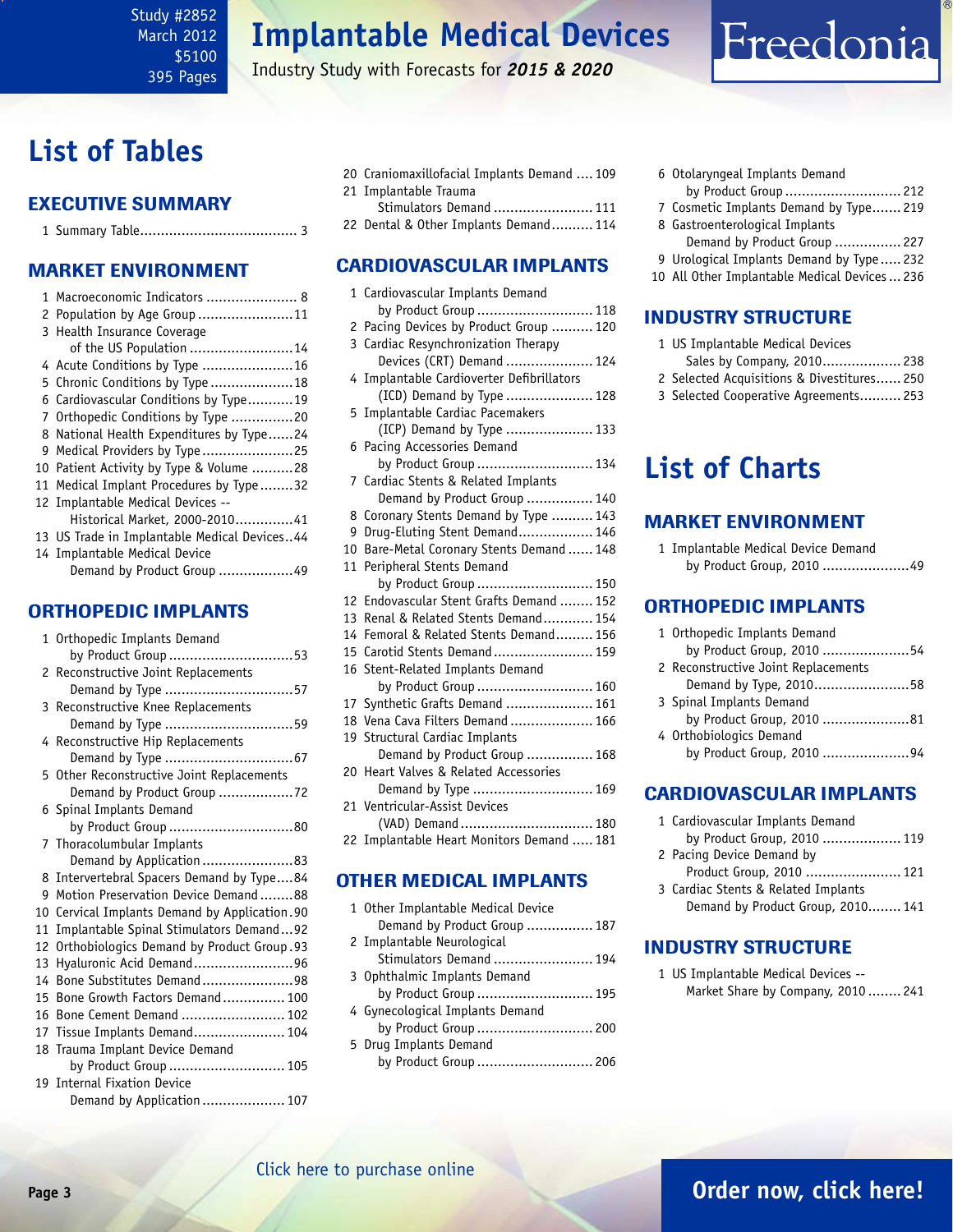Study #2852
March 2012
$5100
395 Pages

# Implantable Medical Devices

Industry Study with Forecasts for ***2015 & 2020***

# List of Tables

## EXECUTIVE SUMMARY

1 Summary Table....................................... 3

## MARKET ENVIRONMENT

1 Macroeconomic Indicators ...................... 8
2 Population by Age Group .......................11
3 Health Insurance Coverage of the US Population .........................14
4 Acute Conditions by Type ......................16
5 Chronic Conditions by Type ....................18
6 Cardiovascular Conditions by Type...........19
7 Orthopedic Conditions by Type ...............20
8 National Health Expenditures by Type......24
9 Medical Providers by Type ......................25
10 Patient Activity by Type & Volume ..........28
11 Medical Implant Procedures by Type ........32
12 Implantable Medical Devices -- Historical Market, 2000-2010..............41
13 US Trade in Implantable Medical Devices..44
14 Implantable Medical Device Demand by Product Group ..................49

## ORTHOPEDIC IMPLANTS

1 Orthopedic Implants Demand by Product Group ..............................53
2 Reconstructive Joint Replacements Demand by Type ...............................57
3 Reconstructive Knee Replacements Demand by Type ...............................59
4 Reconstructive Hip Replacements Demand by Type ...............................67
5 Other Reconstructive Joint Replacements Demand by Product Group ..................72
6 Spinal Implants Demand by Product Group ..............................80
7 Thoracolumbular Implants Demand by Application ......................83
8 Intervertebral Spacers Demand by Type....84
9 Motion Preservation Device Demand ........88
10 Cervical Implants Demand by Application.90
11 Implantable Spinal Stimulators Demand...92
12 Orthobiologics Demand by Product Group.93
13 Hyaluronic Acid Demand........................96
14 Bone Substitutes Demand......................98
15 Bone Growth Factors Demand............... 100
16 Bone Cement Demand ......................... 102
17 Tissue Implants Demand...................... 104
18 Trauma Implant Device Demand by Product Group ............................ 105
19 Internal Fixation Device Demand by Application .................... 107
20 Craniomaxillofacial Implants Demand .... 109
21 Implantable Trauma Stimulators Demand ........................ 111
22 Dental & Other Implants Demand.......... 114

## CARDIOVASCULAR IMPLANTS

1 Cardiovascular Implants Demand by Product Group ............................ 118
2 Pacing Devices by Product Group .......... 120
3 Cardiac Resynchronization Therapy Devices (CRT) Demand ..................... 124
4 Implantable Cardioverter Defibrillators (ICD) Demand by Type ..................... 128
5 Implantable Cardiac Pacemakers (ICP) Demand by Type ..................... 133
6 Pacing Accessories Demand by Product Group ............................ 134
7 Cardiac Stents & Related Implants Demand by Product Group ................ 140
8 Coronary Stents Demand by Type .......... 143
9 Drug-Eluting Stent Demand.................. 146
10 Bare-Metal Coronary Stents Demand ...... 148
11 Peripheral Stents Demand by Product Group ............................ 150
12 Endovascular Stent Grafts Demand ........ 152
13 Renal & Related Stents Demand............ 154
14 Femoral & Related Stents Demand......... 156
15 Carotid Stents Demand........................ 159
16 Stent-Related Implants Demand by Product Group ............................ 160
17 Synthetic Grafts Demand ..................... 161
18 Vena Cava Filters Demand .................... 166
19 Structural Cardiac Implants Demand by Product Group ................ 168
20 Heart Valves & Related Accessories Demand by Type ............................. 169
21 Ventricular-Assist Devices (VAD) Demand................................ 180
22 Implantable Heart Monitors Demand ..... 181

## OTHER MEDICAL IMPLANTS

1 Other Implantable Medical Device Demand by Product Group ................ 187
2 Implantable Neurological Stimulators Demand ........................ 194
3 Ophthalmic Implants Demand by Product Group ............................ 195
4 Gynecological Implants Demand by Product Group ............................ 200
5 Drug Implants Demand by Product Group ............................ 206
6 Otolaryngeal Implants Demand by Product Group ............................ 212
7 Cosmetic Implants Demand by Type....... 219
8 Gastroenterological Implants Demand by Product Group ................ 227
9 Urological Implants Demand by Type ..... 232
10 All Other Implantable Medical Devices ... 236

## INDUSTRY STRUCTURE

1 US Implantable Medical Devices Sales by Company, 2010................... 238
2 Selected Acquisitions & Divestitures...... 250
3 Selected Cooperative Agreements.......... 253

# List of Charts

## MARKET ENVIRONMENT

1 Implantable Medical Device Demand by Product Group, 2010 .....................49

## ORTHOPEDIC IMPLANTS

1 Orthopedic Implants Demand by Product Group, 2010 .....................54
2 Reconstructive Joint Replacements Demand by Type, 2010.......................58
3 Spinal Implants Demand by Product Group, 2010 .....................81
4 Orthobiologics Demand by Product Group, 2010 .....................94

## CARDIOVASCULAR IMPLANTS

1 Cardiovascular Implants Demand by Product Group, 2010 ................... 119
2 Pacing Device Demand by Product Group, 2010 ....................... 121
3 Cardiac Stents & Related Implants Demand by Product Group, 2010........ 141

## INDUSTRY STRUCTURE

1 US Implantable Medical Devices -- Market Share by Company, 2010 ........ 241

Click here to purchase online

**Order now, click here!**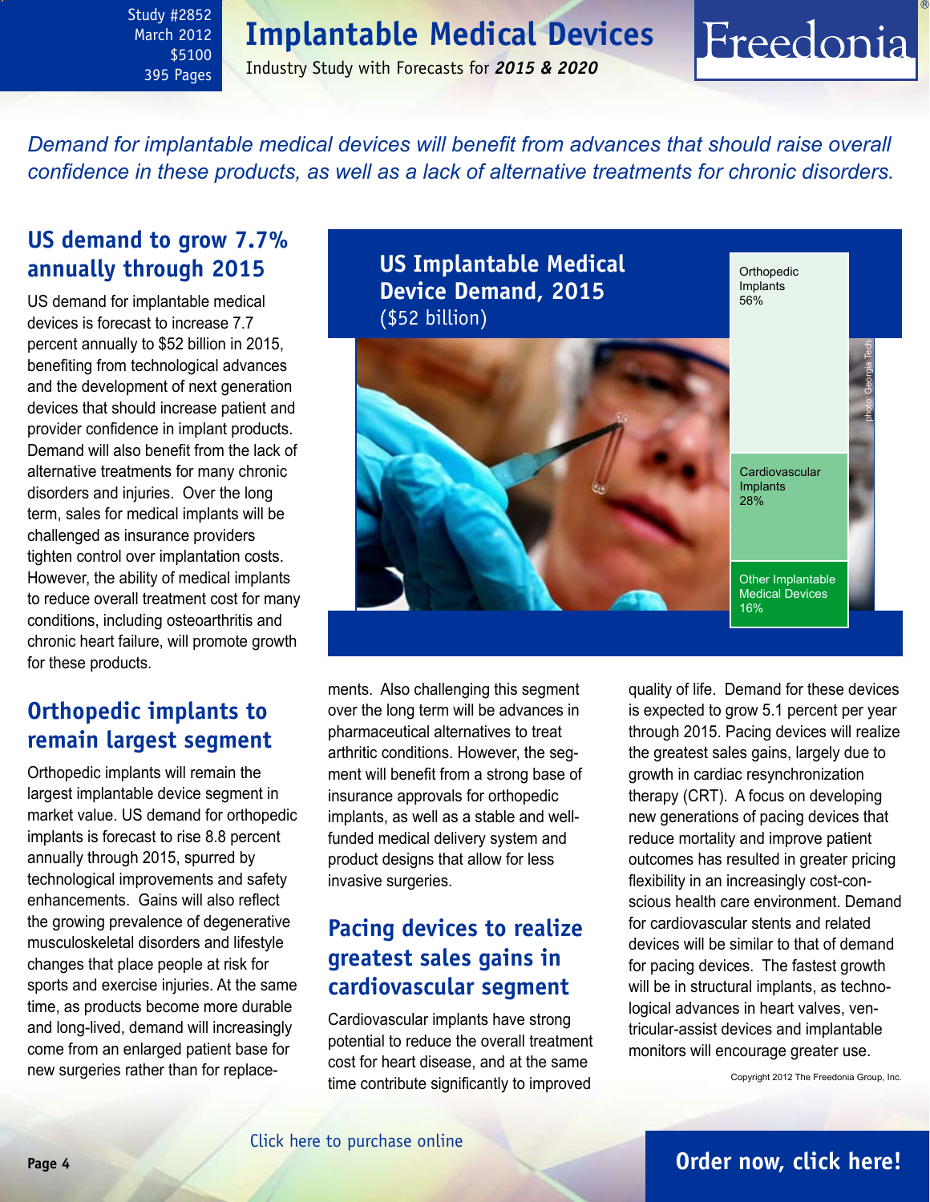# Implantable Medical Devices

Industry Study with Forecasts for ***2015 & 2020***

Study #2852
March 2012
$5100
395 Pages

*Demand for implantable medical devices will benefit from advances that should raise overall confidence in these products, as well as a lack of alternative treatments for chronic disorders.*

## US demand to grow 7.7% annually through 2015

US demand for implantable medical devices is forecast to increase 7.7 percent annually to $52 billion in 2015, benefiting from technological advances and the development of next generation devices that should increase patient and provider confidence in implant products. Demand will also benefit from the lack of alternative treatments for many chronic disorders and injuries. Over the long term, sales for medical implants will be challenged as insurance providers tighten control over implantation costs. However, the ability of medical implants to reduce overall treatment cost for many conditions, including osteoarthritis and chronic heart failure, will promote growth for these products.

**US Implantable Medical Device Demand, 2015**
($52 billion)

| Segment | Share |
|---|---|
| Orthopedic Implants | 56% |
| Cardiovascular Implants | 28% |
| Other Implantable Medical Devices | 16% |

photo: Georgia Tech

## Orthopedic implants to remain largest segment

Orthopedic implants will remain the largest implantable device segment in market value. US demand for orthopedic implants is forecast to rise 8.8 percent annually through 2015, spurred by technological improvements and safety enhancements. Gains will also reflect the growing prevalence of degenerative musculoskeletal disorders and lifestyle changes that place people at risk for sports and exercise injuries. At the same time, as products become more durable and long-lived, demand will increasingly come from an enlarged patient base for new surgeries rather than for replacements. Also challenging this segment over the long term will be advances in pharmaceutical alternatives to treat arthritic conditions. However, the segment will benefit from a strong base of insurance approvals for orthopedic implants, as well as a stable and well-funded medical delivery system and product designs that allow for less invasive surgeries.

## Pacing devices to realize greatest sales gains in cardiovascular segment

Cardiovascular implants have strong potential to reduce the overall treatment cost for heart disease, and at the same time contribute significantly to improved quality of life. Demand for these devices is expected to grow 5.1 percent per year through 2015. Pacing devices will realize the greatest sales gains, largely due to growth in cardiac resynchronization therapy (CRT). A focus on developing new generations of pacing devices that reduce mortality and improve patient outcomes has resulted in greater pricing flexibility in an increasingly cost-conscious health care environment. Demand for cardiovascular stents and related devices will be similar to that of demand for pacing devices. The fastest growth will be in structural implants, as technological advances in heart valves, ventricular-assist devices and implantable monitors will encourage greater use.

Copyright 2012 The Freedonia Group, Inc.

Click here to purchase online

**Order now, click here!**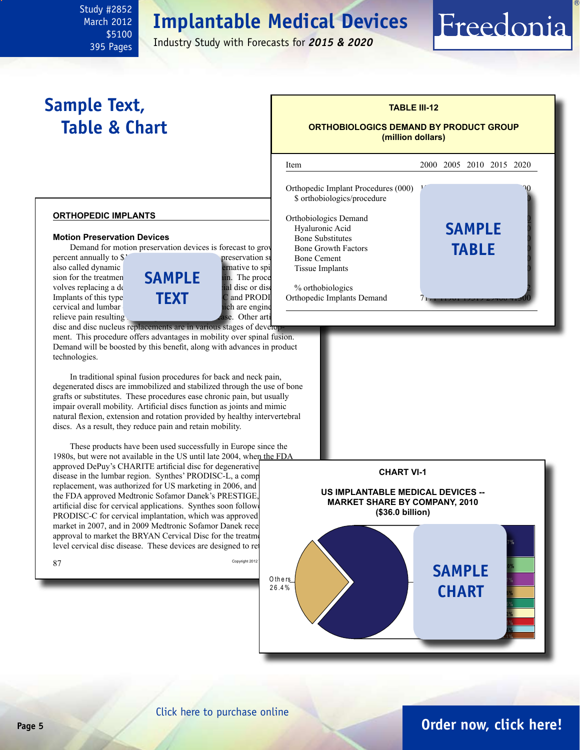# Sample Text, Table & Chart

**TABLE III-12**

**ORTHOBIOLOGICS DEMAND BY PRODUCT GROUP (million dollars)**

| Item | 2000 | 2005 | 2010 | 2015 | 2020 |
|---|---|---|---|---|---|
| Orthopedic Implant Procedures (000) | | | | | |
| $ orthobiologics/procedure | | | | | |
| Orthobiologics Demand | | | | | |
| Hyaluronic Acid | | | | | |
| Bone Substitutes | | | | | |
| Bone Growth Factors | | | | | |
| Bone Cement | | | | | |
| Tissue Implants | | | | | |
| % orthobiologics | | | | | |
| Orthopedic Implants Demand | | | | | |

SAMPLE TABLE

## ORTHOPEDIC IMPLANTS

### Motion Preservation Devices

Demand for motion preservation devices is forecast to grow ... percent annually to $... preservation s... also called dynamic ... alternative to spi... sion for the treatmen... pain. The proce... volves replacing a d... artificial disc or disc... Implants of this type ... C and PRODI... cervical and lumbar ... which are engine... relieve pain resulting ... disease. Other arti... disc and disc nucleus replacements are in various stages of development. This procedure offers advantages in mobility over spinal fusion. Demand will be boosted by this benefit, along with advances in product technologies.

SAMPLE TEXT

In traditional spinal fusion procedures for back and neck pain, degenerated discs are immobilized and stabilized through the use of bone grafts or substitutes. These procedures ease chronic pain, but usually impair overall mobility. Artificial discs function as joints and mimic natural flexion, extension and rotation provided by healthy intervertebral discs. As a result, they reduce pain and retain mobility.

These products have been used successfully in Europe since the 1980s, but were not available in the US until late 2004, when the FDA approved DePuy's CHARITE artificial disc for degenerative ... disease in the lumbar region. Synthes' PRODISC-L, a comp... replacement, was authorized for US marketing in 2006, and ... the FDA approved Medtronic Sofamor Danek's PRESTIGE, ... artificial disc for cervical applications. Synthes soon followe... PRODISC-C for cervical implantation, which was approved ... market in 2007, and in 2009 Medtronic Sofamor Danek rece... approval to market the BRYAN Cervical Disc for the treatme... level cervical disc disease. These devices are designed to re...

Copyright 2012

**CHART VI-1**

**US IMPLANTABLE MEDICAL DEVICES -- MARKET SHARE BY COMPANY, 2010 ($36.0 billion)**

Others 26.4%

SAMPLE CHART

Click here to purchase online

Order now, click here!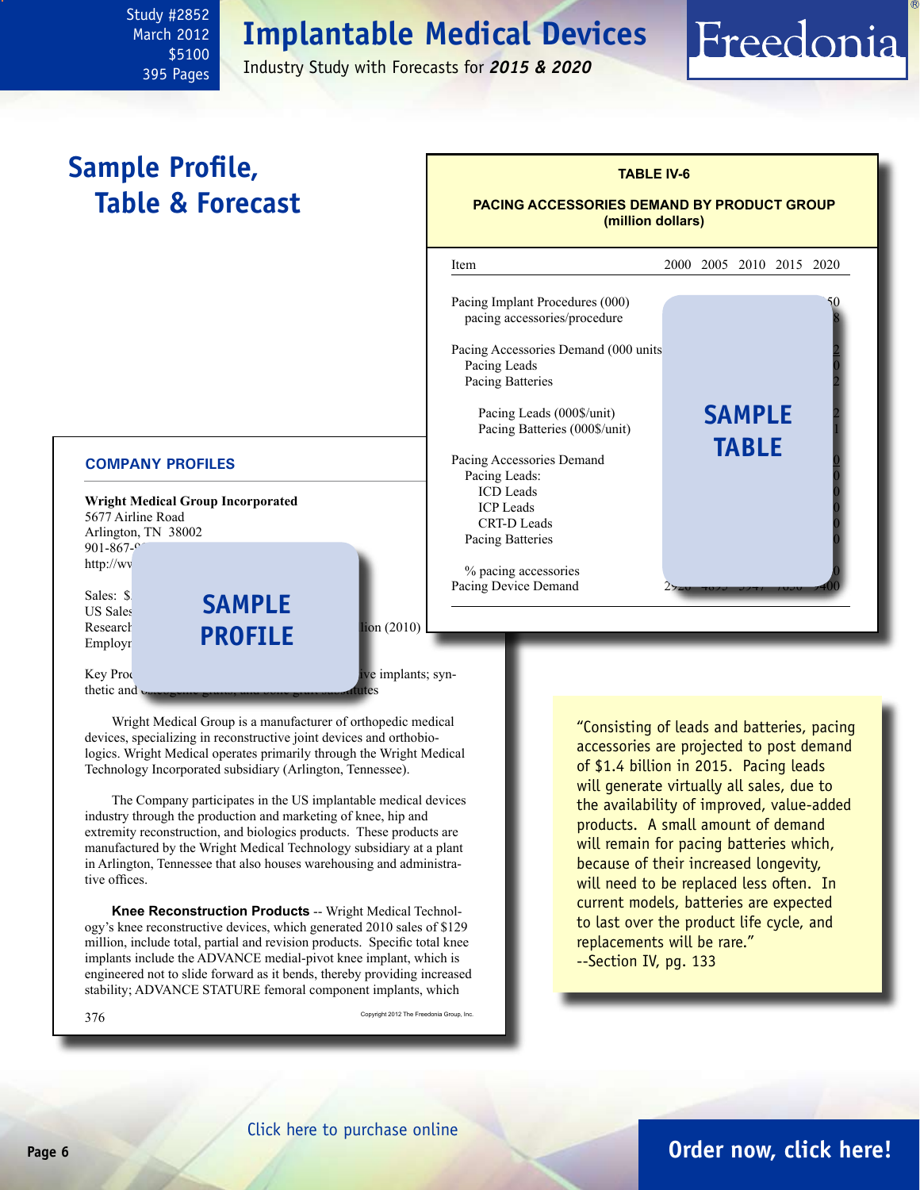Study #2852
March 2012
$5100
395 Pages

# Implantable Medical Devices

Industry Study with Forecasts for ***2015 & 2020***

## Sample Profile, Table & Forecast

**TABLE IV-6**

**PACING ACCESSORIES DEMAND BY PRODUCT GROUP (million dollars)**

| Item | 2000 | 2005 | 2010 | 2015 | 2020 |
|---|---|---|---|---|---|
| Pacing Implant Procedures (000) | | | | | 50 |
| pacing accessories/procedure | | | | | 8 |
| Pacing Accessories Demand (000 units | | | | | 2 |
| Pacing Leads | | | | | 0 |
| Pacing Batteries | | | | | 2 |
| Pacing Leads (000$/unit) | | | | | 2 |
| Pacing Batteries (000$/unit) | | | | | 1 |
| Pacing Accessories Demand | | | | | 0 |
| Pacing Leads: | | | | | 0 |
| ICD Leads | | | | | 0 |
| ICP Leads | | | | | 0 |
| CRT-D Leads | | | | | 0 |
| Pacing Batteries | | | | | 0 |
| % pacing accessories | | | | | 0 |
| Pacing Device Demand | 29 | 4895 | 5947 | 7650 | 9400 |

SAMPLE TABLE

### COMPANY PROFILES

**Wright Medical Group Incorporated**
5677 Airline Road
Arlington, TN 38002
901-867-9
http://ww

Sales: $
US Sales
Research ... lion (2010)
Employ

Key Prod ... ive implants; synthetic and ... utes

SAMPLE PROFILE

Wright Medical Group is a manufacturer of orthopedic medical devices, specializing in reconstructive joint devices and orthobiologics. Wright Medical operates primarily through the Wright Medical Technology Incorporated subsidiary (Arlington, Tennessee).

The Company participates in the US implantable medical devices industry through the production and marketing of knee, hip and extremity reconstruction, and biologics products. These products are manufactured by the Wright Medical Technology subsidiary at a plant in Arlington, Tennessee that also houses warehousing and administrative offices.

**Knee Reconstruction Products** -- Wright Medical Technology's knee reconstructive devices, which generated 2010 sales of $129 million, include total, partial and revision products. Specific total knee implants include the ADVANCE medial-pivot knee implant, which is engineered not to slide forward as it bends, thereby providing increased stability; ADVANCE STATURE femoral component implants, which

376 — Copyright 2012 The Freedonia Group, Inc.

"Consisting of leads and batteries, pacing accessories are projected to post demand of $1.4 billion in 2015. Pacing leads will generate virtually all sales, due to the availability of improved, value-added products. A small amount of demand will remain for pacing batteries which, because of their increased longevity, will need to be replaced less often. In current models, batteries are expected to last over the product life cycle, and replacements will be rare."
--Section IV, pg. 133

Click here to purchase online

**Order now, click here!**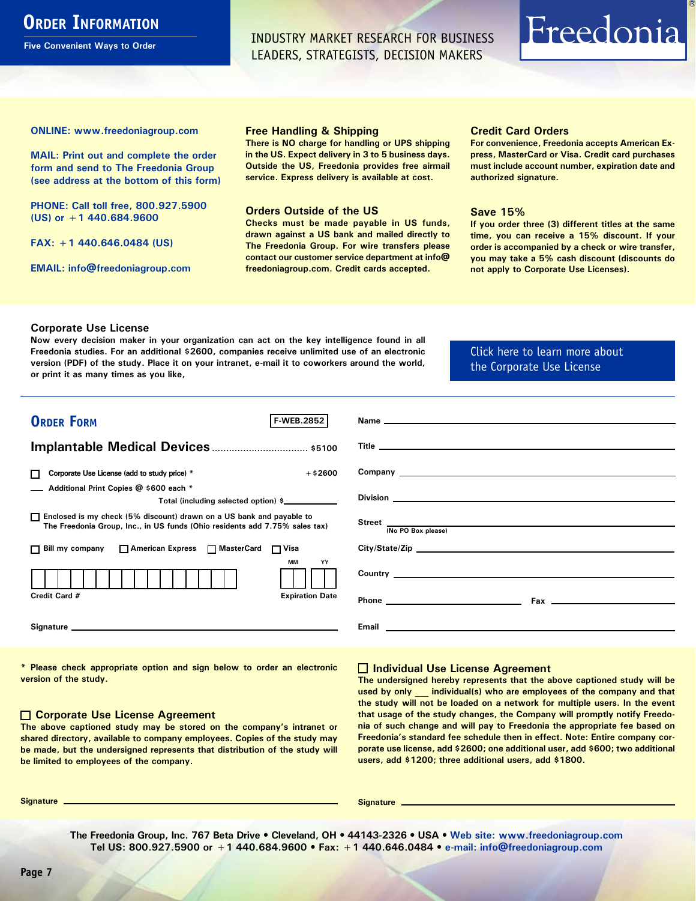# Order Information

**Five Convenient Ways to Order**

INDUSTRY MARKET RESEARCH FOR BUSINESS LEADERS, STRATEGISTS, DECISION MAKERS

Freedonia®

**ONLINE: www.freedoniagroup.com**

**MAIL: Print out and complete the order form and send to The Freedonia Group (see address at the bottom of this form)**

**PHONE: Call toll free, 800.927.5900 (US) or +1 440.684.9600**

**FAX: +1 440.646.0484 (US)**

**EMAIL: info@freedoniagroup.com**

### Free Handling & Shipping

There is NO charge for handling or UPS shipping in the US. Expect delivery in 3 to 5 business days. Outside the US, Freedonia provides free airmail service. Express delivery is available at cost.

### Orders Outside of the US

Checks must be made payable in US funds, drawn against a US bank and mailed directly to The Freedonia Group. For wire transfers please contact our customer service department at info@freedoniagroup.com. Credit cards accepted.

### Credit Card Orders

For convenience, Freedonia accepts American Express, MasterCard or Visa. Credit card purchases must include account number, expiration date and authorized signature.

### Save 15%

If you order three (3) different titles at the same time, you can receive a 15% discount. If your order is accompanied by a check or wire transfer, you may take a 5% cash discount (discounts do not apply to Corporate Use Licenses).

### Corporate Use License

Now every decision maker in your organization can act on the key intelligence found in all Freedonia studies. For an additional $2600, companies receive unlimited use of an electronic version (PDF) of the study. Place it on your intranet, e-mail it to coworkers around the world, or print it as many times as you like,

Click here to learn more about the Corporate Use License

## Order Form

F-WEB.2852

**Implantable Medical Devices** ................................. $5100

☐ Corporate Use License (add to study price) * +$2600

___ Additional Print Copies @ $600 each *

Total (including selected option) $__________

☐ Enclosed is my check (5% discount) drawn on a US bank and payable to The Freedonia Group, Inc., in US funds (Ohio residents add 7.75% sales tax)

☐ Bill my company ☐ American Express ☐ MasterCard ☐ Visa

Credit Card # __________ Expiration Date MM YY

Signature __________

Name __________

Title __________

Company __________

Division __________

Street __________ (No PO Box please)

City/State/Zip __________

Country __________

Phone __________ Fax __________

Email __________

\* Please check appropriate option and sign below to order an electronic version of the study.

### ☐ Corporate Use License Agreement

The above captioned study may be stored on the company's intranet or shared directory, available to company employees. Copies of the study may be made, but the undersigned represents that distribution of the study will be limited to employees of the company.

Signature __________

### ☐ Individual Use License Agreement

The undersigned hereby represents that the above captioned study will be used by only ___ individual(s) who are employees of the company and that the study will not be loaded on a network for multiple users. In the event that usage of the study changes, the Company will promptly notify Freedonia of such change and will pay to Freedonia the appropriate fee based on Freedonia's standard fee schedule then in effect. Note: Entire company corporate use license, add $2600; one additional user, add $600; two additional users, add $1200; three additional users, add $1800.

Signature __________

The Freedonia Group, Inc. 767 Beta Drive • Cleveland, OH • 44143-2326 • USA • Web site: www.freedoniagroup.com
Tel US: 800.927.5900 or +1 440.684.9600 • Fax: +1 440.646.0484 • e-mail: info@freedoniagroup.com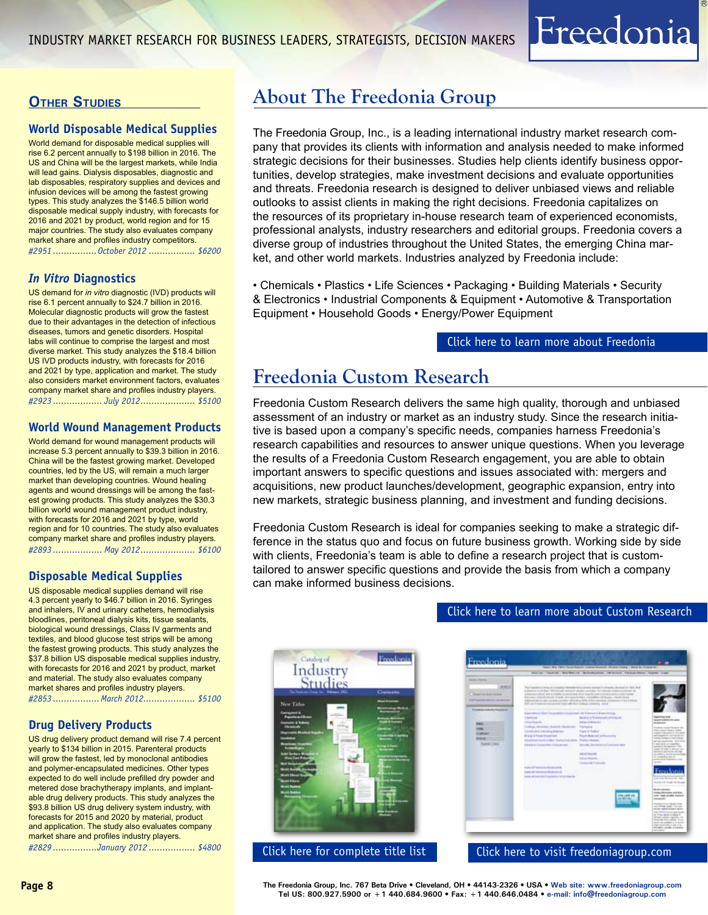## Other Studies

### World Disposable Medical Supplies

World demand for disposable medical supplies will rise 6.2 percent annually to $198 billion in 2016. The US and China will be the largest markets, while India will lead gains. Dialysis disposables, diagnostic and lab disposables, respiratory supplies and devices and infusion devices will be among the fastest growing types. This study analyzes the $146.5 billion world disposable medical supply industry, with forecasts for 2016 and 2021 by product, world region and for 15 major countries. The study also evaluates company market share and profiles industry competitors.

*#2951 ................ October 2012 ................. $6200*

### *In Vitro* Diagnostics

US demand for *in vitro* diagnostic (IVD) products will rise 6.1 percent annually to $24.7 billion in 2016. Molecular diagnostic products will grow the fastest due to their advantages in the detection of infectious diseases, tumors and genetic disorders. Hospital labs will continue to comprise the largest and most diverse market. This study analyzes the $18.4 billion US IVD products industry, with forecasts for 2016 and 2021 by type, application and market. The study also considers market environment factors, evaluates company market share and profiles industry players.

*#2923 .................. July 2012 .................... $5100*

### World Wound Management Products

World demand for wound management products will increase 5.3 percent annually to $39.3 billion in 2016. China will be the fastest growing market. Developed countries, led by the US, will remain a much larger market than developing countries. Wound healing agents and wound dressings will be among the fastest growing products. This study analyzes the $30.3 billion world wound management product industry, with forecasts for 2016 and 2021 by type, world region and for 10 countries. The study also evaluates company market share and profiles industry players.

*#2893 .................. May 2012 .................... $6100*

### Disposable Medical Supplies

US disposable medical supplies demand will rise 4.3 percent yearly to $46.7 billion in 2016. Syringes and inhalers, IV and urinary catheters, hemodialysis bloodlines, peritoneal dialysis kits, tissue sealants, biological wound dressings, Class IV garments and textiles, and blood glucose test strips will be among the fastest growing products. This study analyzes the $37.8 billion US disposable medical supplies industry, with forecasts for 2016 and 2021 by product, market and material. The study also evaluates company market shares and profiles industry players.

*#2853 ................. March 2012 ................... $5100*

### Drug Delivery Products

US drug delivery product demand will rise 7.4 percent yearly to $134 billion in 2015. Parenteral products will grow the fastest, led by monoclonal antibodies and polymer-encapsulated medicines. Other types expected to do well include prefilled dry powder and metered dose brachytherapy implants, and implantable drug delivery products. This study analyzes the $93.8 billion US drug delivery system industry, with forecasts for 2015 and 2020 by material, product and application. The study also evaluates company market share and profiles industry players.

*#2829 ................ January 2012 ................. $4800*

## About The Freedonia Group

The Freedonia Group, Inc., is a leading international industry market research company that provides its clients with information and analysis needed to make informed strategic decisions for their businesses. Studies help clients identify business opportunities, develop strategies, make investment decisions and evaluate opportunities and threats. Freedonia research is designed to deliver unbiased views and reliable outlooks to assist clients in making the right decisions. Freedonia capitalizes on the resources of its proprietary in-house research team of experienced economists, professional analysts, industry researchers and editorial groups. Freedonia covers a diverse group of industries throughout the United States, the emerging China market, and other world markets. Industries analyzed by Freedonia include:

• Chemicals • Plastics • Life Sciences • Packaging • Building Materials • Security & Electronics • Industrial Components & Equipment • Automotive & Transportation Equipment • Household Goods • Energy/Power Equipment

Click here to learn more about Freedonia

## Freedonia Custom Research

Freedonia Custom Research delivers the same high quality, thorough and unbiased assessment of an industry or market as an industry study. Since the research initiative is based upon a company's specific needs, companies harness Freedonia's research capabilities and resources to answer unique questions. When you leverage the results of a Freedonia Custom Research engagement, you are able to obtain important answers to specific questions and issues associated with: mergers and acquisitions, new product launches/development, geographic expansion, entry into new markets, strategic business planning, and investment and funding decisions.

Freedonia Custom Research is ideal for companies seeking to make a strategic difference in the status quo and focus on future business growth. Working side by side with clients, Freedonia's team is able to define a research project that is custom-tailored to answer specific questions and provide the basis from which a company can make informed business decisions.

Click here to learn more about Custom Research

Click here for complete title list

Click here to visit freedoniagroup.com

**The Freedonia Group, Inc. 767 Beta Drive • Cleveland, OH • 44143-2326 • USA • Web site: www.freedoniagroup.com**
**Tel US: 800.927.5900 or +1 440.684.9600 • Fax: +1 440.646.0484 • e-mail: info@freedoniagroup.com**